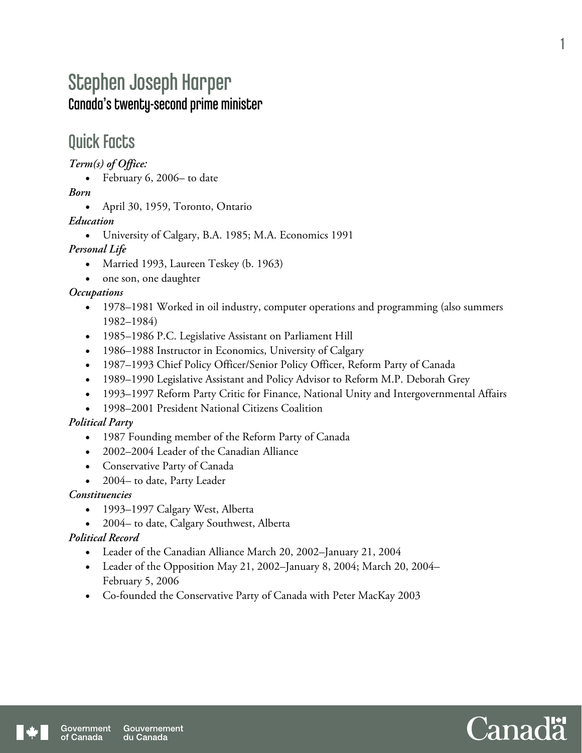# Stephen Joseph Harper

### Canada's twenty-second prime minister

## Quick Facts

***Term(s) of Office:***

- February 6, 2006– to date

***Born***

- April 30, 1959, Toronto, Ontario

***Education***

- University of Calgary, B.A. 1985; M.A. Economics 1991

***Personal Life***

- Married 1993, Laureen Teskey (b. 1963)
- one son, one daughter

***Occupations***

- 1978–1981 Worked in oil industry, computer operations and programming (also summers 1982–1984)
- 1985–1986 P.C. Legislative Assistant on Parliament Hill
- 1986–1988 Instructor in Economics, University of Calgary
- 1987–1993 Chief Policy Officer/Senior Policy Officer, Reform Party of Canada
- 1989–1990 Legislative Assistant and Policy Advisor to Reform M.P. Deborah Grey
- 1993–1997 Reform Party Critic for Finance, National Unity and Intergovernmental Affairs
- 1998–2001 President National Citizens Coalition

***Political Party***

- 1987 Founding member of the Reform Party of Canada
- 2002–2004 Leader of the Canadian Alliance
- Conservative Party of Canada
- 2004– to date, Party Leader

***Constituencies***

- 1993–1997 Calgary West, Alberta
- 2004– to date, Calgary Southwest, Alberta

***Political Record***

- Leader of the Canadian Alliance March 20, 2002–January 21, 2004
- Leader of the Opposition May 21, 2002–January 8, 2004; March 20, 2004–February 5, 2006
- Co-founded the Conservative Party of Canada with Peter MacKay 2003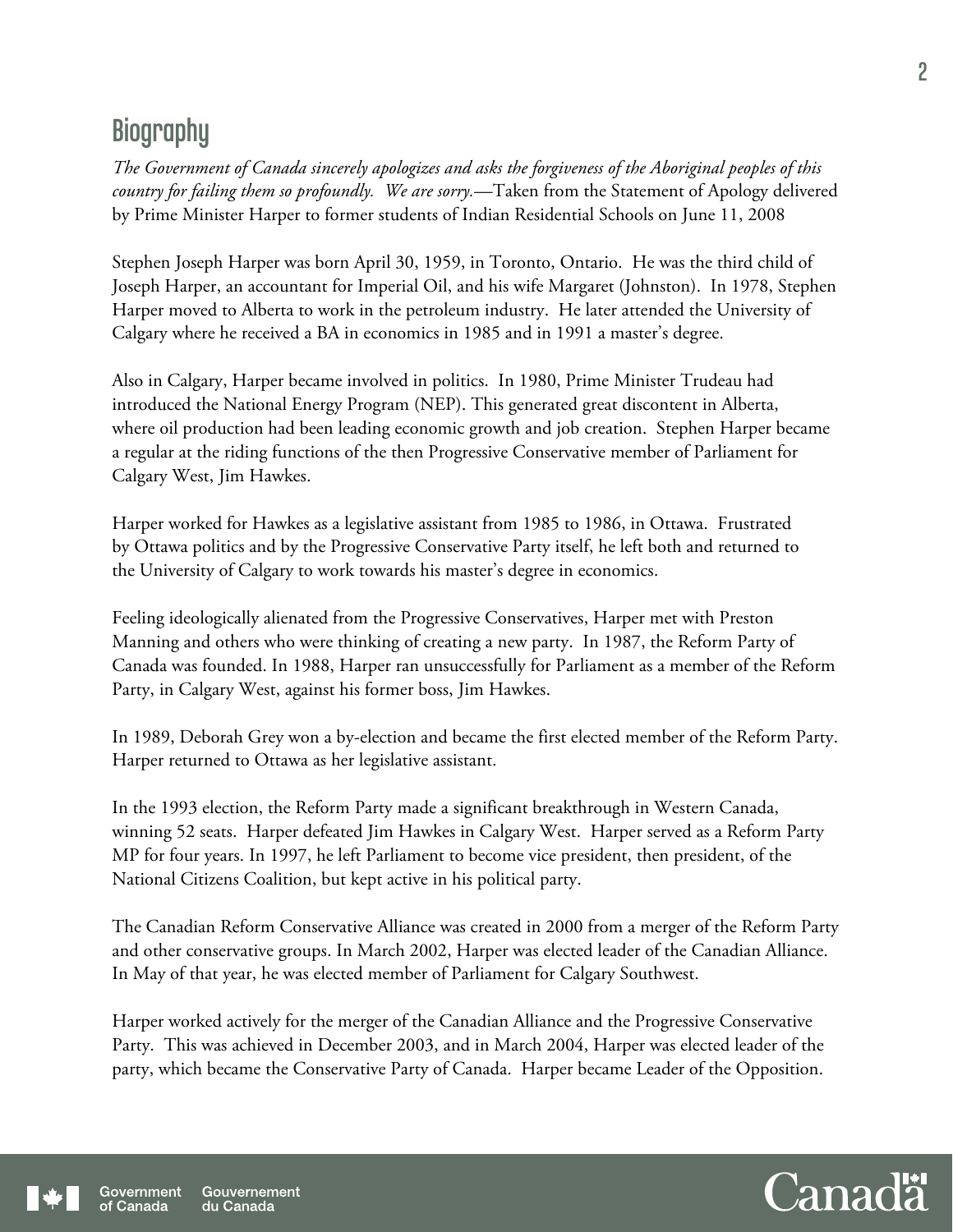## Biography

*The Government of Canada sincerely apologizes and asks the forgiveness of the Aboriginal peoples of this country for failing them so profoundly. We are sorry.*—Taken from the Statement of Apology delivered by Prime Minister Harper to former students of Indian Residential Schools on June 11, 2008

Stephen Joseph Harper was born April 30, 1959, in Toronto, Ontario. He was the third child of Joseph Harper, an accountant for Imperial Oil, and his wife Margaret (Johnston). In 1978, Stephen Harper moved to Alberta to work in the petroleum industry. He later attended the University of Calgary where he received a BA in economics in 1985 and in 1991 a master's degree.

Also in Calgary, Harper became involved in politics. In 1980, Prime Minister Trudeau had introduced the National Energy Program (NEP). This generated great discontent in Alberta, where oil production had been leading economic growth and job creation. Stephen Harper became a regular at the riding functions of the then Progressive Conservative member of Parliament for Calgary West, Jim Hawkes.

Harper worked for Hawkes as a legislative assistant from 1985 to 1986, in Ottawa. Frustrated by Ottawa politics and by the Progressive Conservative Party itself, he left both and returned to the University of Calgary to work towards his master's degree in economics.

Feeling ideologically alienated from the Progressive Conservatives, Harper met with Preston Manning and others who were thinking of creating a new party. In 1987, the Reform Party of Canada was founded. In 1988, Harper ran unsuccessfully for Parliament as a member of the Reform Party, in Calgary West, against his former boss, Jim Hawkes.

In 1989, Deborah Grey won a by-election and became the first elected member of the Reform Party. Harper returned to Ottawa as her legislative assistant.

In the 1993 election, the Reform Party made a significant breakthrough in Western Canada, winning 52 seats. Harper defeated Jim Hawkes in Calgary West. Harper served as a Reform Party MP for four years. In 1997, he left Parliament to become vice president, then president, of the National Citizens Coalition, but kept active in his political party.

The Canadian Reform Conservative Alliance was created in 2000 from a merger of the Reform Party and other conservative groups. In March 2002, Harper was elected leader of the Canadian Alliance. In May of that year, he was elected member of Parliament for Calgary Southwest.

Harper worked actively for the merger of the Canadian Alliance and the Progressive Conservative Party. This was achieved in December 2003, and in March 2004, Harper was elected leader of the party, which became the Conservative Party of Canada. Harper became Leader of the Opposition.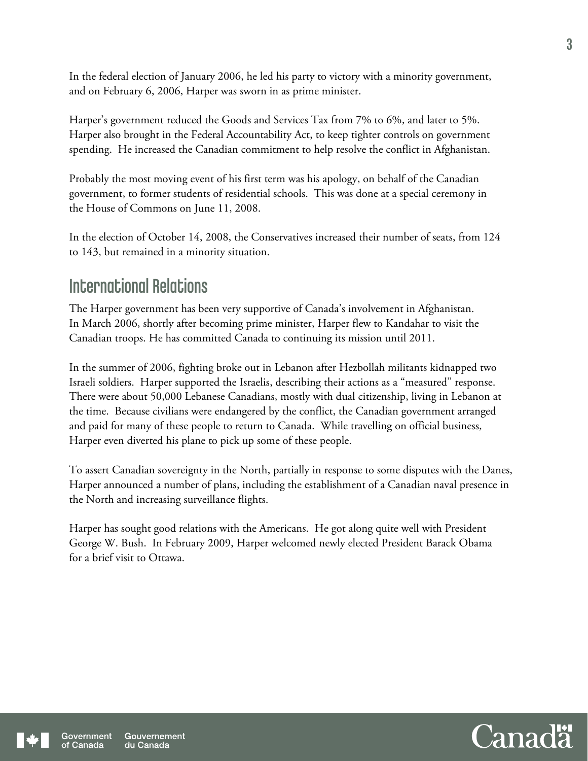In the federal election of January 2006, he led his party to victory with a minority government, and on February 6, 2006, Harper was sworn in as prime minister.

Harper's government reduced the Goods and Services Tax from 7% to 6%, and later to 5%. Harper also brought in the Federal Accountability Act, to keep tighter controls on government spending. He increased the Canadian commitment to help resolve the conflict in Afghanistan.

Probably the most moving event of his first term was his apology, on behalf of the Canadian government, to former students of residential schools. This was done at a special ceremony in the House of Commons on June 11, 2008.

In the election of October 14, 2008, the Conservatives increased their number of seats, from 124 to 143, but remained in a minority situation.

## International Relations

The Harper government has been very supportive of Canada's involvement in Afghanistan. In March 2006, shortly after becoming prime minister, Harper flew to Kandahar to visit the Canadian troops. He has committed Canada to continuing its mission until 2011.

In the summer of 2006, fighting broke out in Lebanon after Hezbollah militants kidnapped two Israeli soldiers. Harper supported the Israelis, describing their actions as a "measured" response. There were about 50,000 Lebanese Canadians, mostly with dual citizenship, living in Lebanon at the time. Because civilians were endangered by the conflict, the Canadian government arranged and paid for many of these people to return to Canada. While travelling on official business, Harper even diverted his plane to pick up some of these people.

To assert Canadian sovereignty in the North, partially in response to some disputes with the Danes, Harper announced a number of plans, including the establishment of a Canadian naval presence in the North and increasing surveillance flights.

Harper has sought good relations with the Americans. He got along quite well with President George W. Bush. In February 2009, Harper welcomed newly elected President Barack Obama for a brief visit to Ottawa.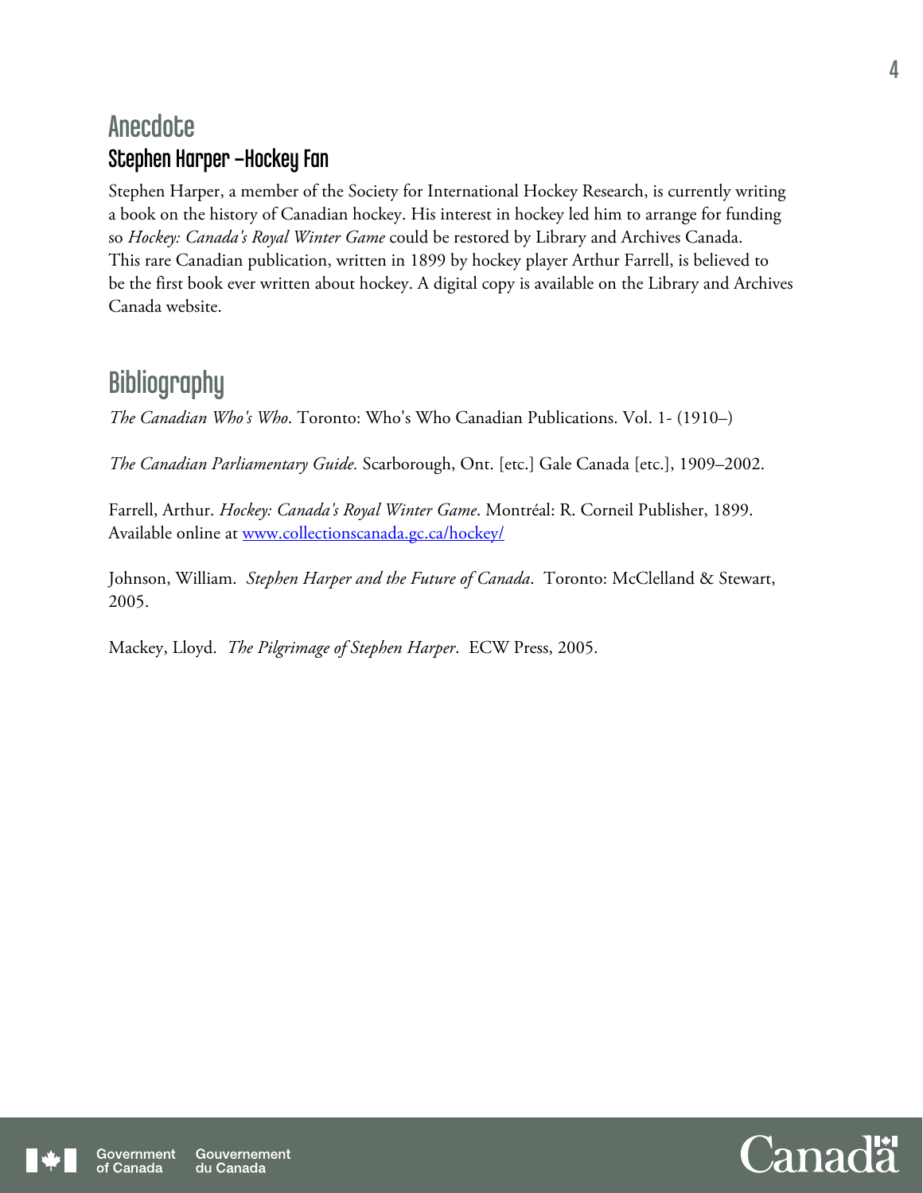## Anecdote

### Stephen Harper –Hockey Fan

Stephen Harper, a member of the Society for International Hockey Research, is currently writing a book on the history of Canadian hockey. His interest in hockey led him to arrange for funding so *Hockey: Canada's Royal Winter Game* could be restored by Library and Archives Canada. This rare Canadian publication, written in 1899 by hockey player Arthur Farrell, is believed to be the first book ever written about hockey. A digital copy is available on the Library and Archives Canada website.

## Bibliography

*The Canadian Who's Who*. Toronto: Who's Who Canadian Publications. Vol. 1- (1910–)

*The Canadian Parliamentary Guide.* Scarborough, Ont. [etc.] Gale Canada [etc.], 1909–2002.

Farrell, Arthur. *Hockey: Canada's Royal Winter Game*. Montréal: R. Corneil Publisher, 1899. Available online at [www.collectionscanada.gc.ca/hockey/](http://www.collectionscanada.gc.ca/hockey/)

Johnson, William. *Stephen Harper and the Future of Canada*. Toronto: McClelland & Stewart, 2005.

Mackey, Lloyd. *The Pilgrimage of Stephen Harper*. ECW Press, 2005.